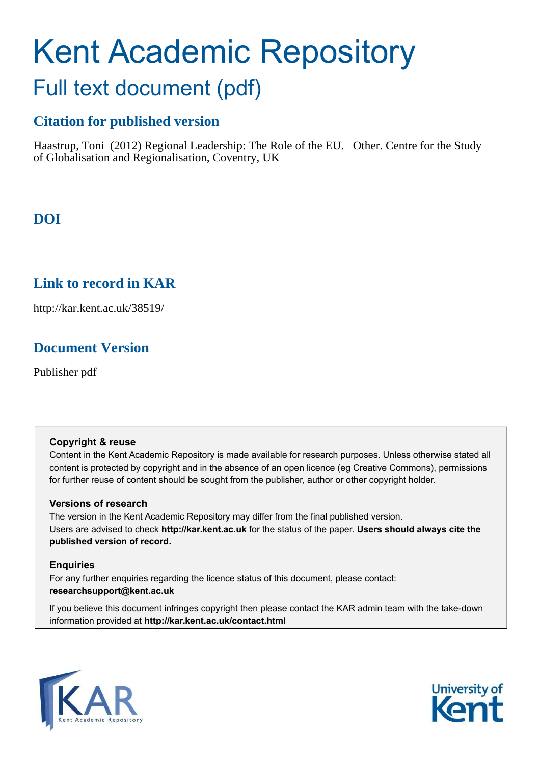# Kent Academic Repository

## Full text document (pdf)

### Citation for published version

Haastrup, Toni (2012) Regional Leadership: The Role of the EU. Other. Centre for the Study of Globalisation and Regionalisation, Coventry, UK

### DOI

### Link to record in KAR

http://kar.kent.ac.uk/38519/

### Document Version

Publisher pdf

**Copyright & reuse**

Content in the Kent Academic Repository is made available for research purposes. Unless otherwise stated all content is protected by copyright and in the absence of an open licence (eg Creative Commons), permissions for further reuse of content should be sought from the publisher, author or other copyright holder.

**Versions of research**

The version in the Kent Academic Repository may differ from the final published version. Users are advised to check **http://kar.kent.ac.uk** for the status of the paper. **Users should always cite the published version of record.**

**Enquiries**

For any further enquiries regarding the licence status of this document, please contact: **researchsupport@kent.ac.uk**

If you believe this document infringes copyright then please contact the KAR admin team with the take-down information provided at **http://kar.kent.ac.uk/contact.html**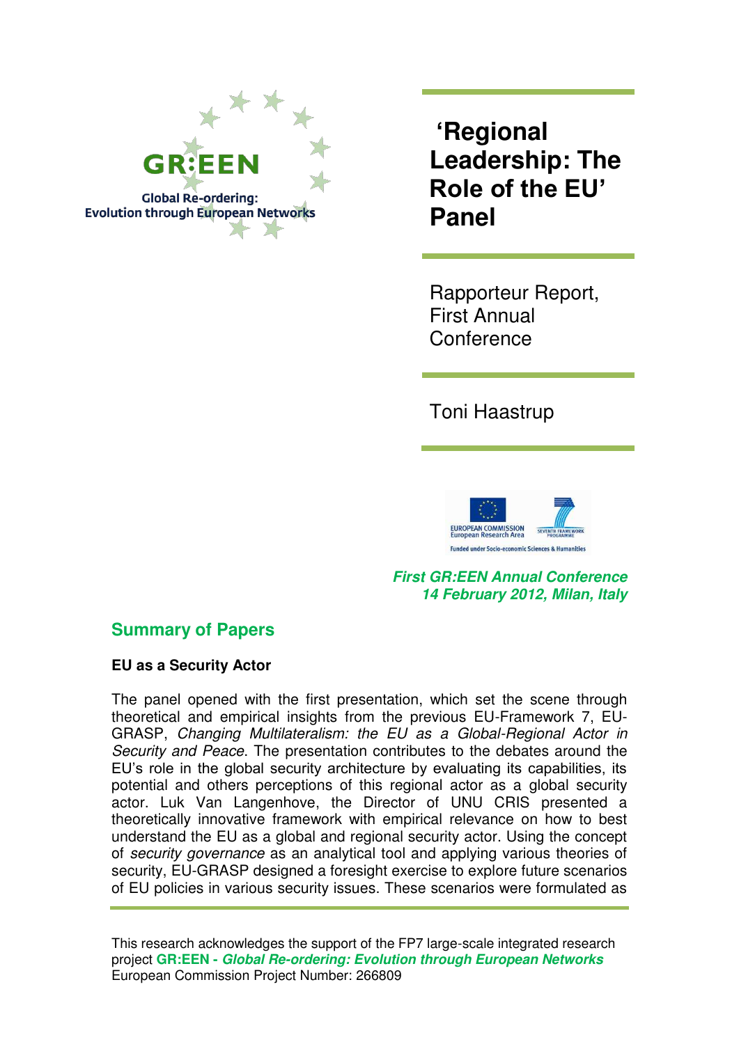# 'Regional Leadership: The Role of the EU' Panel

Rapporteur Report, First Annual Conference

Toni Haastrup

***First GR:EEN Annual Conference***
***14 February 2012, Milan, Italy***

## Summary of Papers

### EU as a Security Actor

The panel opened with the first presentation, which set the scene through theoretical and empirical insights from the previous EU-Framework 7, EU-GRASP, *Changing Multilateralism: the EU as a Global-Regional Actor in Security and Peace*. The presentation contributes to the debates around the EU's role in the global security architecture by evaluating its capabilities, its potential and others perceptions of this regional actor as a global security actor. Luk Van Langenhove, the Director of UNU CRIS presented a theoretically innovative framework with empirical relevance on how to best understand the EU as a global and regional security actor. Using the concept of *security governance* as an analytical tool and applying various theories of security, EU-GRASP designed a foresight exercise to explore future scenarios of EU policies in various security issues. These scenarios were formulated as

This research acknowledges the support of the FP7 large-scale integrated research project **GR:EEN - *Global Re-ordering: Evolution through European Networks*** European Commission Project Number: 266809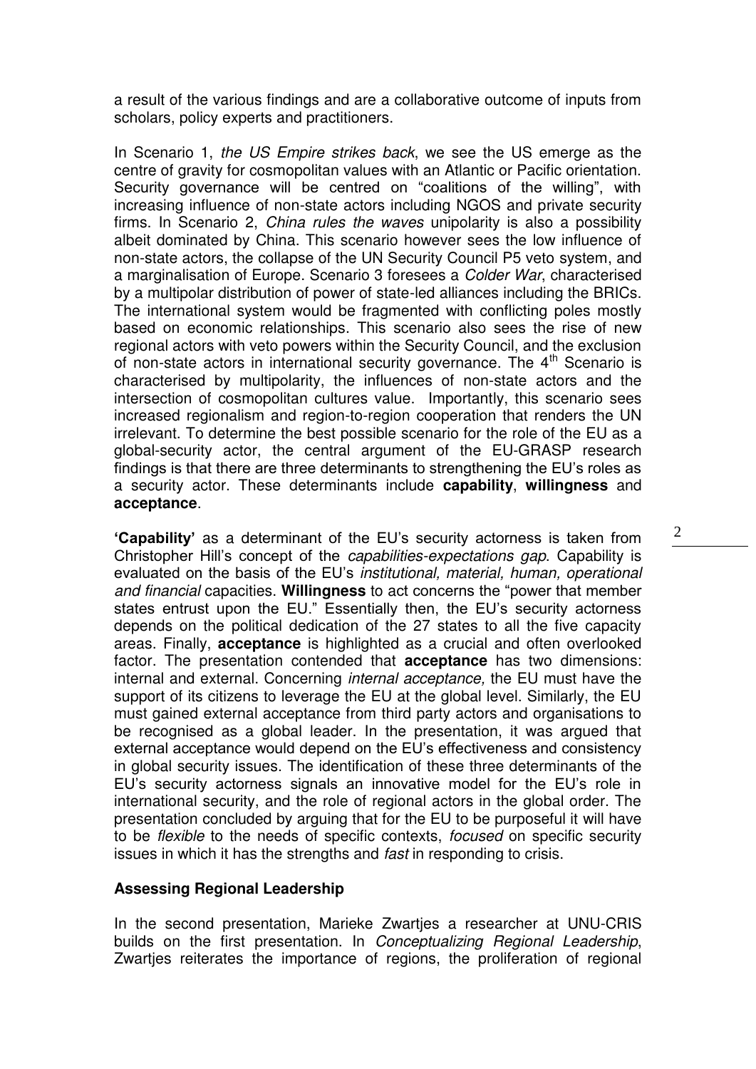a result of the various findings and are a collaborative outcome of inputs from scholars, policy experts and practitioners.

In Scenario 1, *the US Empire strikes back*, we see the US emerge as the centre of gravity for cosmopolitan values with an Atlantic or Pacific orientation. Security governance will be centred on "coalitions of the willing", with increasing influence of non-state actors including NGOS and private security firms. In Scenario 2, *China rules the waves* unipolarity is also a possibility albeit dominated by China. This scenario however sees the low influence of non-state actors, the collapse of the UN Security Council P5 veto system, and a marginalisation of Europe. Scenario 3 foresees a *Colder War*, characterised by a multipolar distribution of power of state-led alliances including the BRICs. The international system would be fragmented with conflicting poles mostly based on economic relationships. This scenario also sees the rise of new regional actors with veto powers within the Security Council, and the exclusion of non-state actors in international security governance. The 4th Scenario is characterised by multipolarity, the influences of non-state actors and the intersection of cosmopolitan cultures value. Importantly, this scenario sees increased regionalism and region-to-region cooperation that renders the UN irrelevant. To determine the best possible scenario for the role of the EU as a global-security actor, the central argument of the EU-GRASP research findings is that there are three determinants to strengthening the EU's roles as a security actor. These determinants include **capability**, **willingness** and **acceptance**.

**'Capability'** as a determinant of the EU's security actorness is taken from Christopher Hill's concept of the *capabilities-expectations gap*. Capability is evaluated on the basis of the EU's *institutional, material, human, operational and financial* capacities. **Willingness** to act concerns the "power that member states entrust upon the EU." Essentially then, the EU's security actorness depends on the political dedication of the 27 states to all the five capacity areas. Finally, **acceptance** is highlighted as a crucial and often overlooked factor. The presentation contended that **acceptance** has two dimensions: internal and external. Concerning *internal acceptance,* the EU must have the support of its citizens to leverage the EU at the global level. Similarly, the EU must gained external acceptance from third party actors and organisations to be recognised as a global leader. In the presentation, it was argued that external acceptance would depend on the EU's effectiveness and consistency in global security issues. The identification of these three determinants of the EU's security actorness signals an innovative model for the EU's role in international security, and the role of regional actors in the global order. The presentation concluded by arguing that for the EU to be purposeful it will have to be *flexible* to the needs of specific contexts, *focused* on specific security issues in which it has the strengths and *fast* in responding to crisis.

## Assessing Regional Leadership

In the second presentation, Marieke Zwartjes a researcher at UNU-CRIS builds on the first presentation. In *Conceptualizing Regional Leadership*, Zwartjes reiterates the importance of regions, the proliferation of regional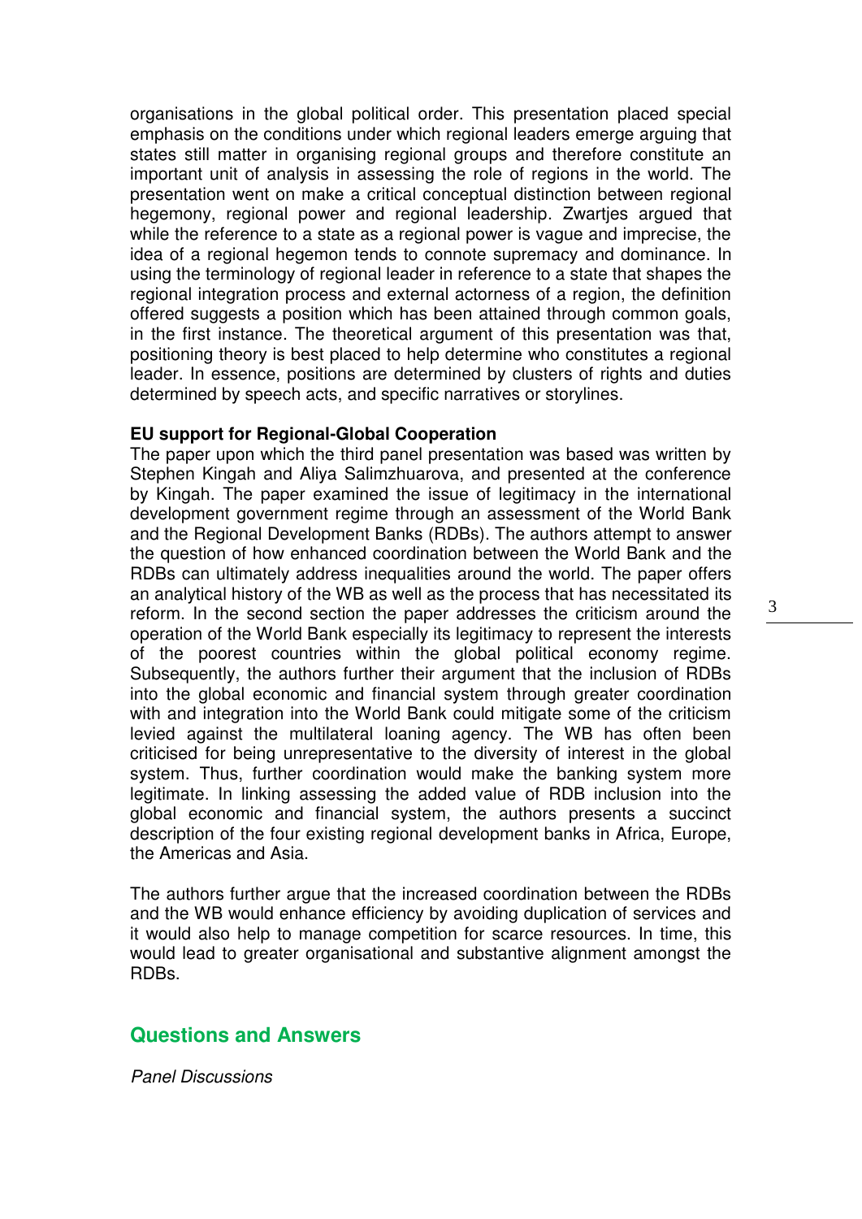organisations in the global political order. This presentation placed special emphasis on the conditions under which regional leaders emerge arguing that states still matter in organising regional groups and therefore constitute an important unit of analysis in assessing the role of regions in the world. The presentation went on make a critical conceptual distinction between regional hegemony, regional power and regional leadership. Zwartjes argued that while the reference to a state as a regional power is vague and imprecise, the idea of a regional hegemon tends to connote supremacy and dominance. In using the terminology of regional leader in reference to a state that shapes the regional integration process and external actorness of a region, the definition offered suggests a position which has been attained through common goals, in the first instance. The theoretical argument of this presentation was that, positioning theory is best placed to help determine who constitutes a regional leader. In essence, positions are determined by clusters of rights and duties determined by speech acts, and specific narratives or storylines.

**EU support for Regional-Global Cooperation**

The paper upon which the third panel presentation was based was written by Stephen Kingah and Aliya Salimzhuarova, and presented at the conference by Kingah. The paper examined the issue of legitimacy in the international development government regime through an assessment of the World Bank and the Regional Development Banks (RDBs). The authors attempt to answer the question of how enhanced coordination between the World Bank and the RDBs can ultimately address inequalities around the world. The paper offers an analytical history of the WB as well as the process that has necessitated its reform. In the second section the paper addresses the criticism around the operation of the World Bank especially its legitimacy to represent the interests of the poorest countries within the global political economy regime. Subsequently, the authors further their argument that the inclusion of RDBs into the global economic and financial system through greater coordination with and integration into the World Bank could mitigate some of the criticism levied against the multilateral loaning agency. The WB has often been criticised for being unrepresentative to the diversity of interest in the global system. Thus, further coordination would make the banking system more legitimate. In linking assessing the added value of RDB inclusion into the global economic and financial system, the authors presents a succinct description of the four existing regional development banks in Africa, Europe, the Americas and Asia.

The authors further argue that the increased coordination between the RDBs and the WB would enhance efficiency by avoiding duplication of services and it would also help to manage competition for scarce resources. In time, this would lead to greater organisational and substantive alignment amongst the RDBs.

## Questions and Answers

*Panel Discussions*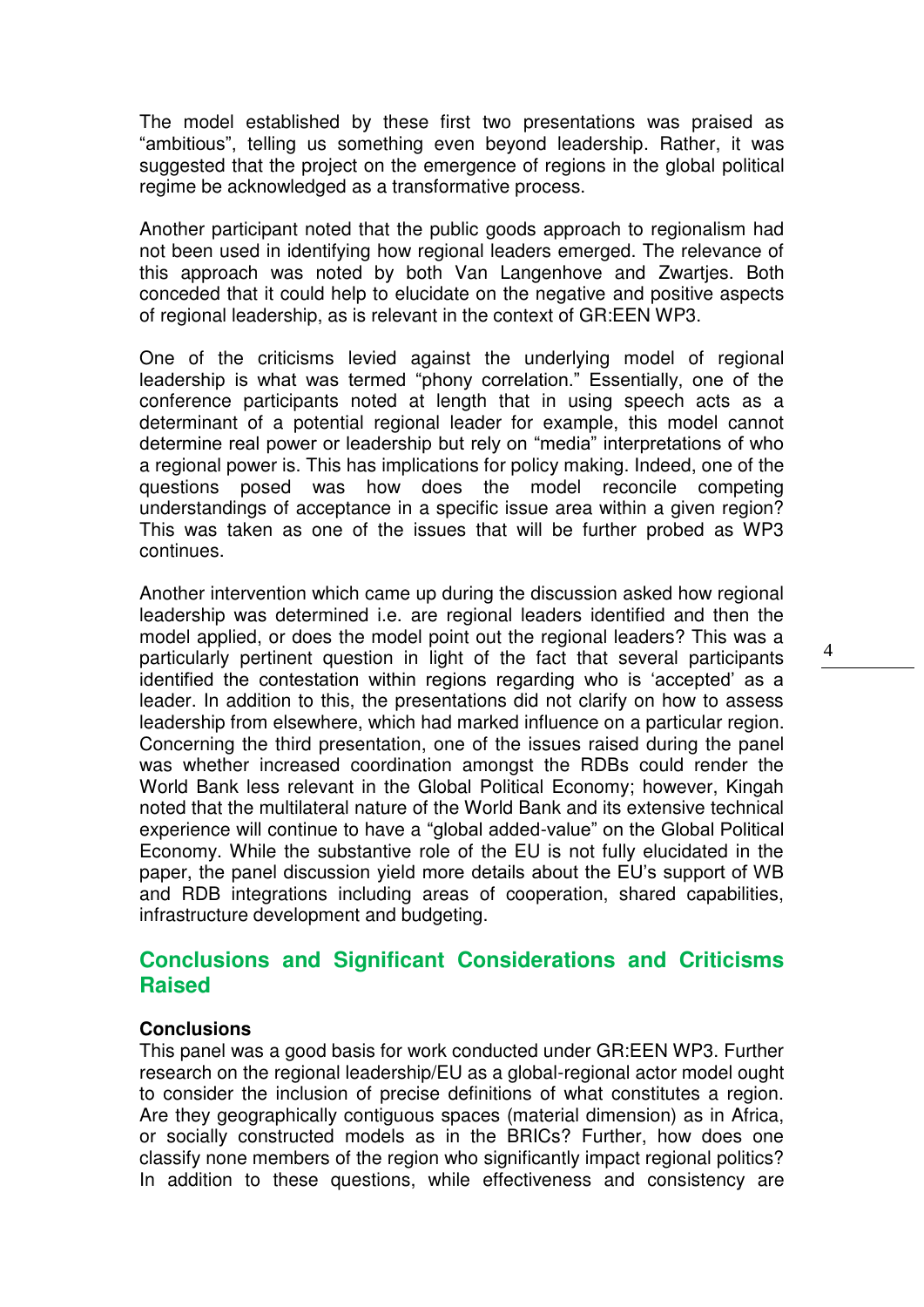The model established by these first two presentations was praised as "ambitious", telling us something even beyond leadership. Rather, it was suggested that the project on the emergence of regions in the global political regime be acknowledged as a transformative process.

Another participant noted that the public goods approach to regionalism had not been used in identifying how regional leaders emerged. The relevance of this approach was noted by both Van Langenhove and Zwartjes. Both conceded that it could help to elucidate on the negative and positive aspects of regional leadership, as is relevant in the context of GR:EEN WP3.

One of the criticisms levied against the underlying model of regional leadership is what was termed "phony correlation." Essentially, one of the conference participants noted at length that in using speech acts as a determinant of a potential regional leader for example, this model cannot determine real power or leadership but rely on "media" interpretations of who a regional power is. This has implications for policy making. Indeed, one of the questions posed was how does the model reconcile competing understandings of acceptance in a specific issue area within a given region? This was taken as one of the issues that will be further probed as WP3 continues.

Another intervention which came up during the discussion asked how regional leadership was determined i.e. are regional leaders identified and then the model applied, or does the model point out the regional leaders? This was a particularly pertinent question in light of the fact that several participants identified the contestation within regions regarding who is 'accepted' as a leader. In addition to this, the presentations did not clarify on how to assess leadership from elsewhere, which had marked influence on a particular region. Concerning the third presentation, one of the issues raised during the panel was whether increased coordination amongst the RDBs could render the World Bank less relevant in the Global Political Economy; however, Kingah noted that the multilateral nature of the World Bank and its extensive technical experience will continue to have a "global added-value" on the Global Political Economy. While the substantive role of the EU is not fully elucidated in the paper, the panel discussion yield more details about the EU's support of WB and RDB integrations including areas of cooperation, shared capabilities, infrastructure development and budgeting.

## Conclusions and Significant Considerations and Criticisms Raised

**Conclusions**

This panel was a good basis for work conducted under GR:EEN WP3. Further research on the regional leadership/EU as a global-regional actor model ought to consider the inclusion of precise definitions of what constitutes a region. Are they geographically contiguous spaces (material dimension) as in Africa, or socially constructed models as in the BRICs? Further, how does one classify none members of the region who significantly impact regional politics? In addition to these questions, while effectiveness and consistency are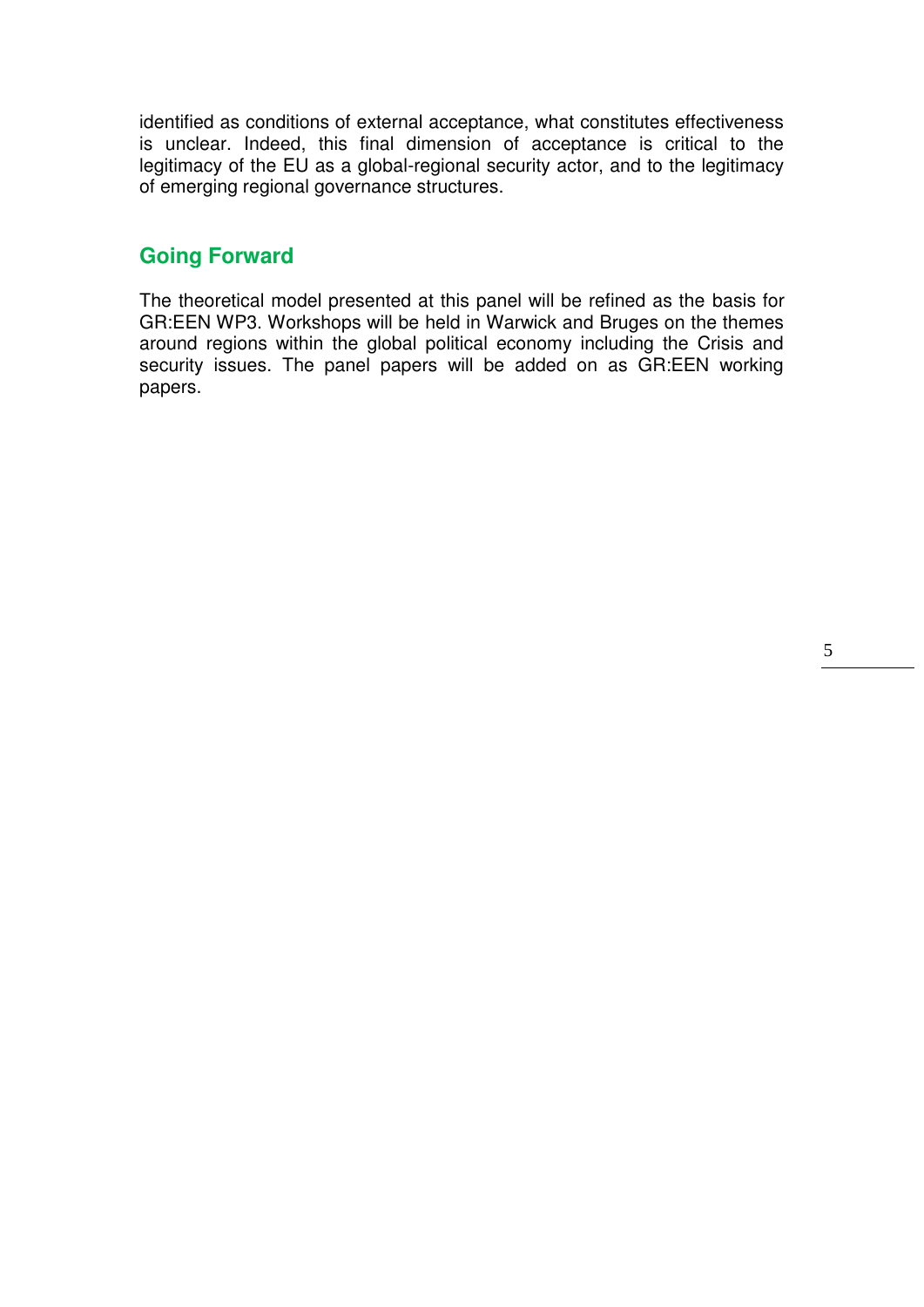identified as conditions of external acceptance, what constitutes effectiveness is unclear. Indeed, this final dimension of acceptance is critical to the legitimacy of the EU as a global-regional security actor, and to the legitimacy of emerging regional governance structures.

## Going Forward

The theoretical model presented at this panel will be refined as the basis for GR:EEN WP3. Workshops will be held in Warwick and Bruges on the themes around regions within the global political economy including the Crisis and security issues. The panel papers will be added on as GR:EEN working papers.